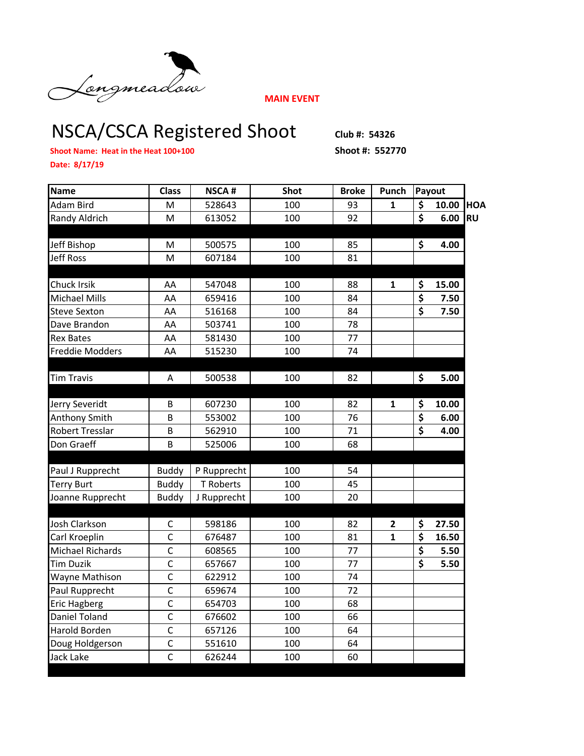Longmeadow

**MAIN EVENT**

# NSCA/CSCA Registered Shoot

**Club #: 54326**

**Shoot #: 552770**

**Shoot Name: Heat in the Heat 100+100**

**Date: 8/17/19**

| Name | Class | NSCA # | Shot | Broke | Punch | Payout | |
|---|---|---|---|---|---|---|---|
| Adam Bird | M | 528643 | 100 | 93 | 1 | $ 10.00 | HOA |
| Randy Aldrich | M | 613052 | 100 | 92 | | $ 6.00 | RU |
| | | | | | | | |
| Jeff Bishop | M | 500575 | 100 | 85 | | $ 4.00 | |
| Jeff Ross | M | 607184 | 100 | 81 | | | |
| | | | | | | | |
| Chuck Irsik | AA | 547048 | 100 | 88 | 1 | $ 15.00 | |
| Michael Mills | AA | 659416 | 100 | 84 | | $ 7.50 | |
| Steve Sexton | AA | 516168 | 100 | 84 | | $ 7.50 | |
| Dave Brandon | AA | 503741 | 100 | 78 | | | |
| Rex Bates | AA | 581430 | 100 | 77 | | | |
| Freddie Modders | AA | 515230 | 100 | 74 | | | |
| | | | | | | | |
| Tim Travis | A | 500538 | 100 | 82 | | $ 5.00 | |
| | | | | | | | |
| Jerry Severidt | B | 607230 | 100 | 82 | 1 | $ 10.00 | |
| Anthony Smith | B | 553002 | 100 | 76 | | $ 6.00 | |
| Robert Tresslar | B | 562910 | 100 | 71 | | $ 4.00 | |
| Don Graeff | B | 525006 | 100 | 68 | | | |
| | | | | | | | |
| Paul J Rupprecht | Buddy | P Rupprecht | 100 | 54 | | | |
| Terry Burt | Buddy | T Roberts | 100 | 45 | | | |
| Joanne Rupprecht | Buddy | J Rupprecht | 100 | 20 | | | |
| | | | | | | | |
| Josh Clarkson | C | 598186 | 100 | 82 | 2 | $ 27.50 | |
| Carl Kroeplin | C | 676487 | 100 | 81 | 1 | $ 16.50 | |
| Michael Richards | C | 608565 | 100 | 77 | | $ 5.50 | |
| Tim Duzik | C | 657667 | 100 | 77 | | $ 5.50 | |
| Wayne Mathison | C | 622912 | 100 | 74 | | | |
| Paul Rupprecht | C | 659674 | 100 | 72 | | | |
| Eric Hagberg | C | 654703 | 100 | 68 | | | |
| Daniel Toland | C | 676602 | 100 | 66 | | | |
| Harold Borden | C | 657126 | 100 | 64 | | | |
| Doug Holdgerson | C | 551610 | 100 | 64 | | | |
| Jack Lake | C | 626244 | 100 | 60 | | | |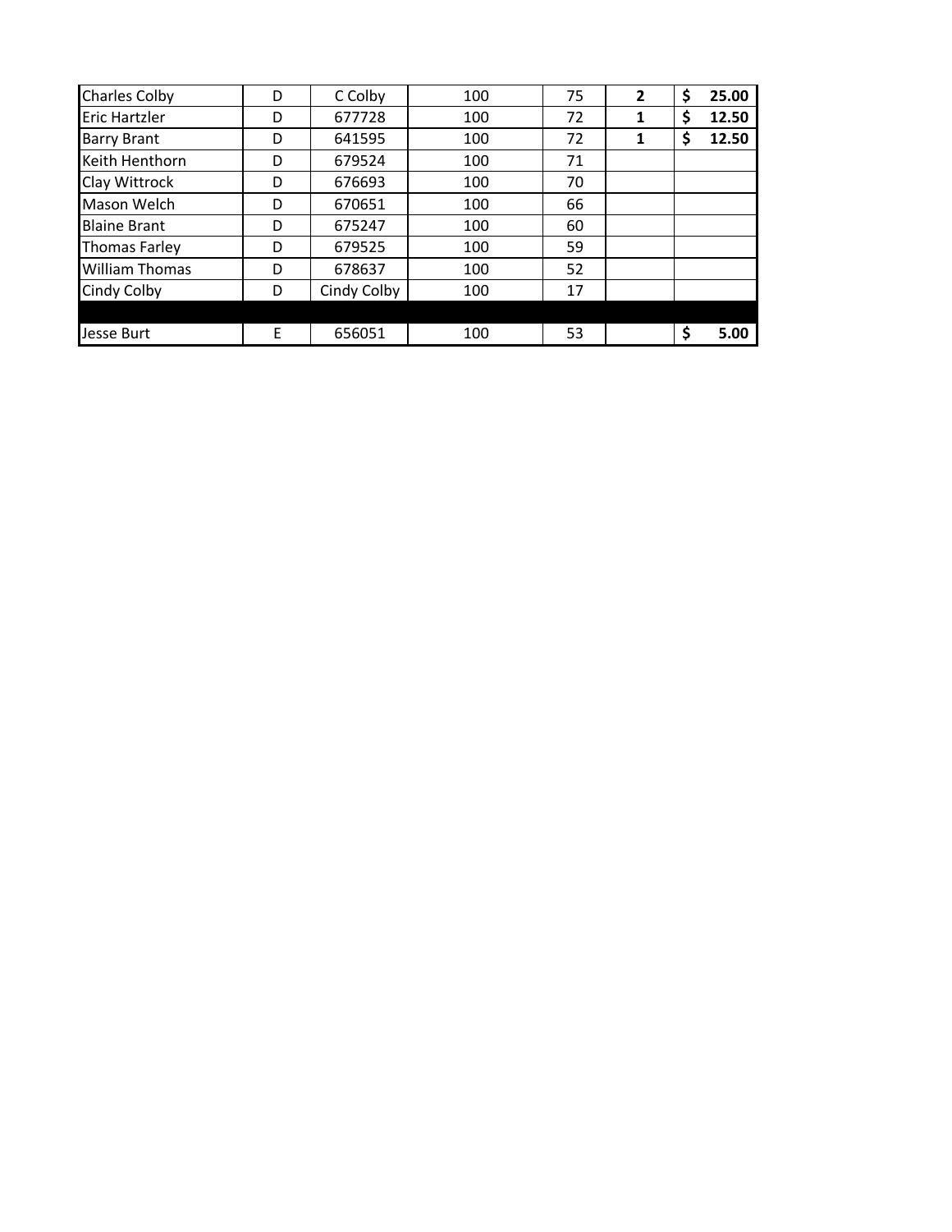| | | | | | | |
|---|---|---|---|---|---|---|
| Charles Colby | D | C Colby | 100 | 75 | **2** | **$ 25.00** |
| Eric Hartzler | D | 677728 | 100 | 72 | **1** | **$ 12.50** |
| Barry Brant | D | 641595 | 100 | 72 | **1** | **$ 12.50** |
| Keith Henthorn | D | 679524 | 100 | 71 | | |
| Clay Wittrock | D | 676693 | 100 | 70 | | |
| Mason Welch | D | 670651 | 100 | 66 | | |
| Blaine Brant | D | 675247 | 100 | 60 | | |
| Thomas Farley | D | 679525 | 100 | 59 | | |
| William Thomas | D | 678637 | 100 | 52 | | |
| Cindy Colby | D | Cindy Colby | 100 | 17 | | |
| | | | | | | |
| Jesse Burt | E | 656051 | 100 | 53 | | **$ 5.00** |